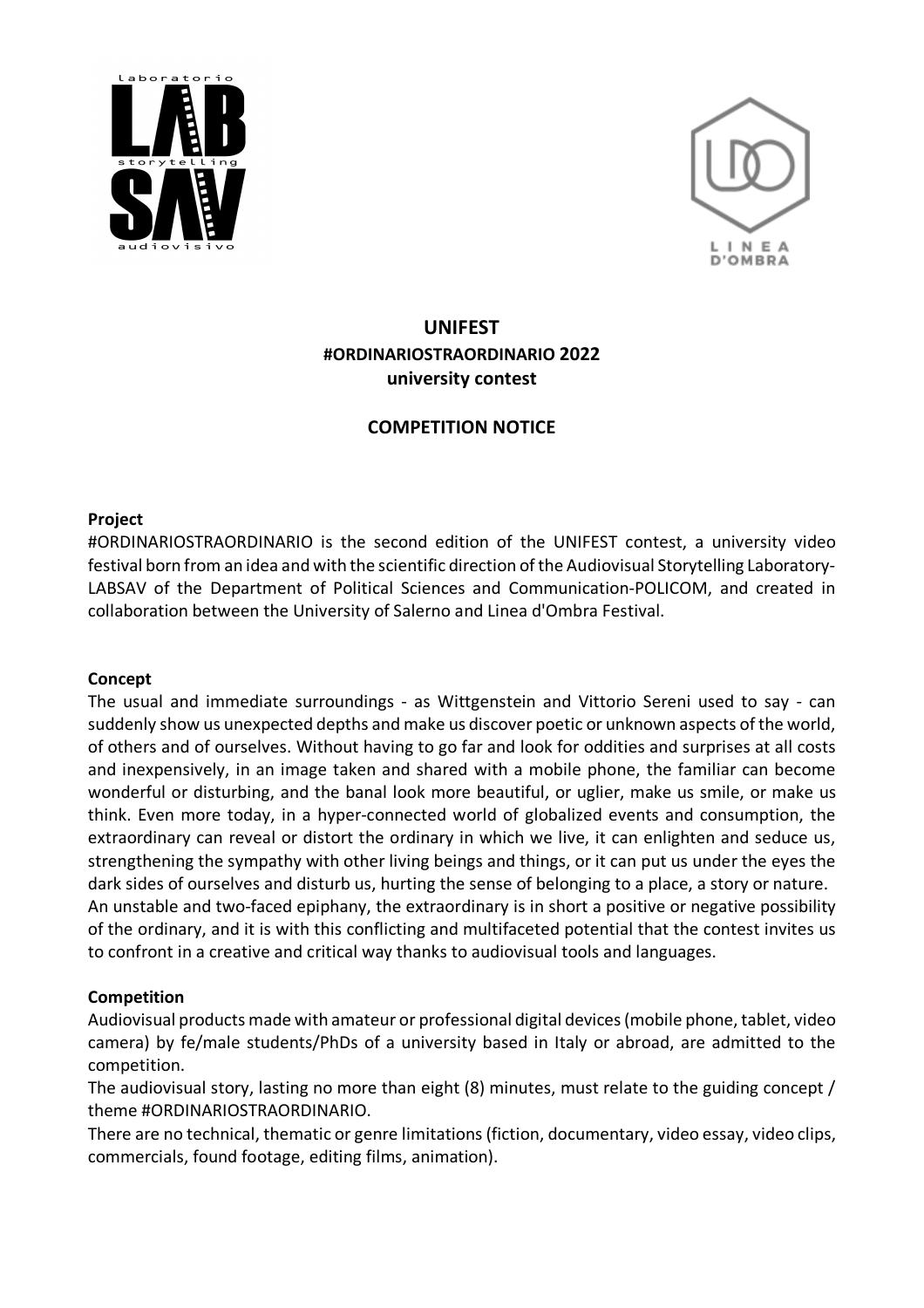# UNIFEST
## #ORDINARIOSTRAORDINARIO 2022
### university contest

## COMPETITION NOTICE

**Project**

#ORDINARIOSTRAORDINARIO is the second edition of the UNIFEST contest, a university video festival born from an idea and with the scientific direction of the Audiovisual Storytelling Laboratory-LABSAV of the Department of Political Sciences and Communication-POLICOM, and created in collaboration between the University of Salerno and Linea d'Ombra Festival.

**Concept**

The usual and immediate surroundings - as Wittgenstein and Vittorio Sereni used to say - can suddenly show us unexpected depths and make us discover poetic or unknown aspects of the world, of others and of ourselves. Without having to go far and look for oddities and surprises at all costs and inexpensively, in an image taken and shared with a mobile phone, the familiar can become wonderful or disturbing, and the banal look more beautiful, or uglier, make us smile, or make us think. Even more today, in a hyper-connected world of globalized events and consumption, the extraordinary can reveal or distort the ordinary in which we live, it can enlighten and seduce us, strengthening the sympathy with other living beings and things, or it can put us under the eyes the dark sides of ourselves and disturb us, hurting the sense of belonging to a place, a story or nature.

An unstable and two-faced epiphany, the extraordinary is in short a positive or negative possibility of the ordinary, and it is with this conflicting and multifaceted potential that the contest invites us to confront in a creative and critical way thanks to audiovisual tools and languages.

**Competition**

Audiovisual products made with amateur or professional digital devices (mobile phone, tablet, video camera) by fe/male students/PhDs of a university based in Italy or abroad, are admitted to the competition.

The audiovisual story, lasting no more than eight (8) minutes, must relate to the guiding concept / theme #ORDINARIOSTRAORDINARIO.

There are no technical, thematic or genre limitations (fiction, documentary, video essay, video clips, commercials, found footage, editing films, animation).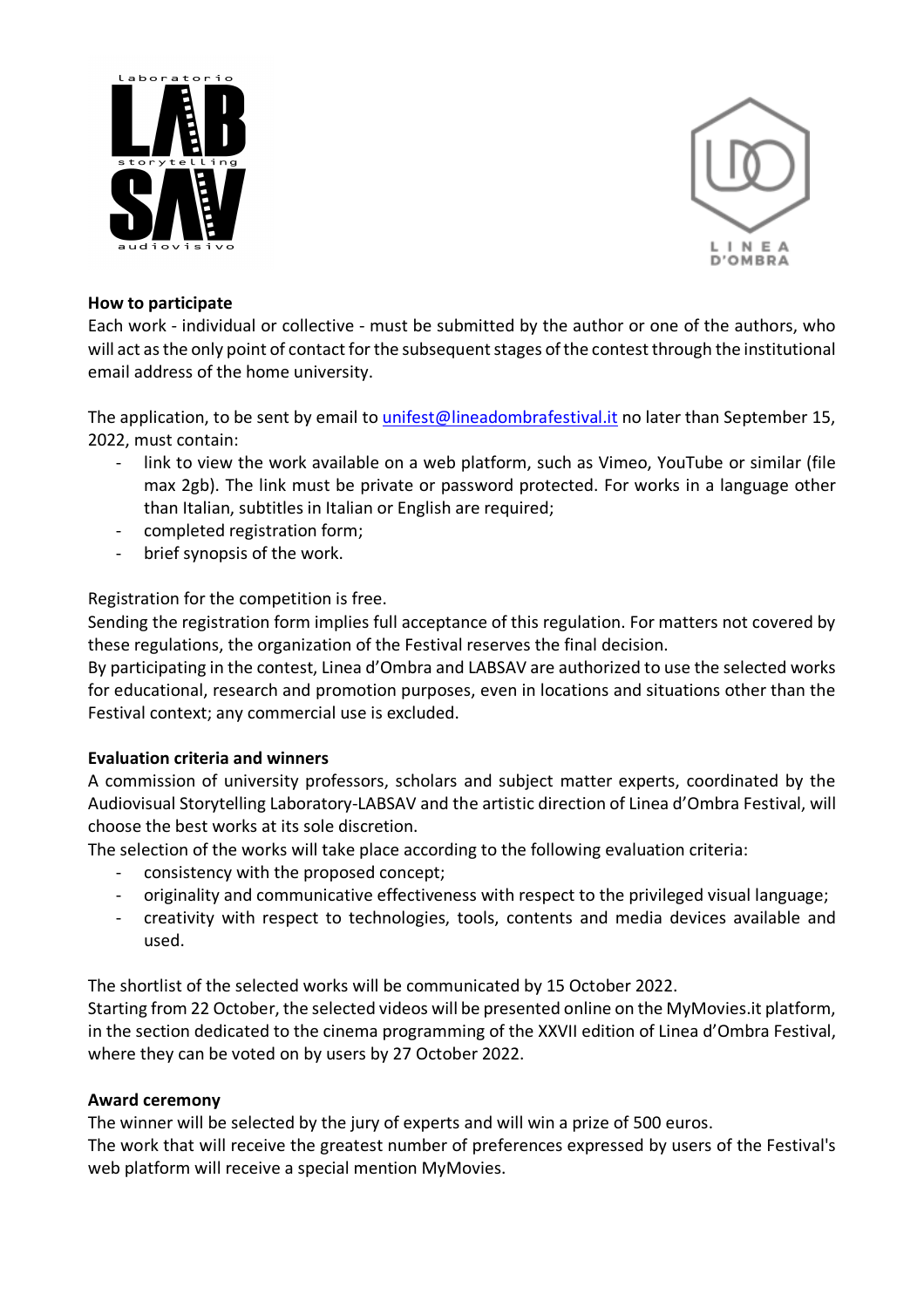**How to participate**

Each work - individual or collective - must be submitted by the author or one of the authors, who will act as the only point of contact for the subsequent stages of the contest through the institutional email address of the home university.

The application, to be sent by email to unifest@lineadombrafestival.it no later than September 15, 2022, must contain:

- link to view the work available on a web platform, such as Vimeo, YouTube or similar (file max 2gb). The link must be private or password protected. For works in a language other than Italian, subtitles in Italian or English are required;
- completed registration form;
- brief synopsis of the work.

Registration for the competition is free.

Sending the registration form implies full acceptance of this regulation. For matters not covered by these regulations, the organization of the Festival reserves the final decision.

By participating in the contest, Linea d'Ombra and LABSAV are authorized to use the selected works for educational, research and promotion purposes, even in locations and situations other than the Festival context; any commercial use is excluded.

**Evaluation criteria and winners**

A commission of university professors, scholars and subject matter experts, coordinated by the Audiovisual Storytelling Laboratory-LABSAV and the artistic direction of Linea d'Ombra Festival, will choose the best works at its sole discretion.

The selection of the works will take place according to the following evaluation criteria:

- consistency with the proposed concept;
- originality and communicative effectiveness with respect to the privileged visual language;
- creativity with respect to technologies, tools, contents and media devices available and used.

The shortlist of the selected works will be communicated by 15 October 2022.

Starting from 22 October, the selected videos will be presented online on the MyMovies.it platform, in the section dedicated to the cinema programming of the XXVII edition of Linea d'Ombra Festival, where they can be voted on by users by 27 October 2022.

**Award ceremony**

The winner will be selected by the jury of experts and will win a prize of 500 euros.

The work that will receive the greatest number of preferences expressed by users of the Festival's web platform will receive a special mention MyMovies.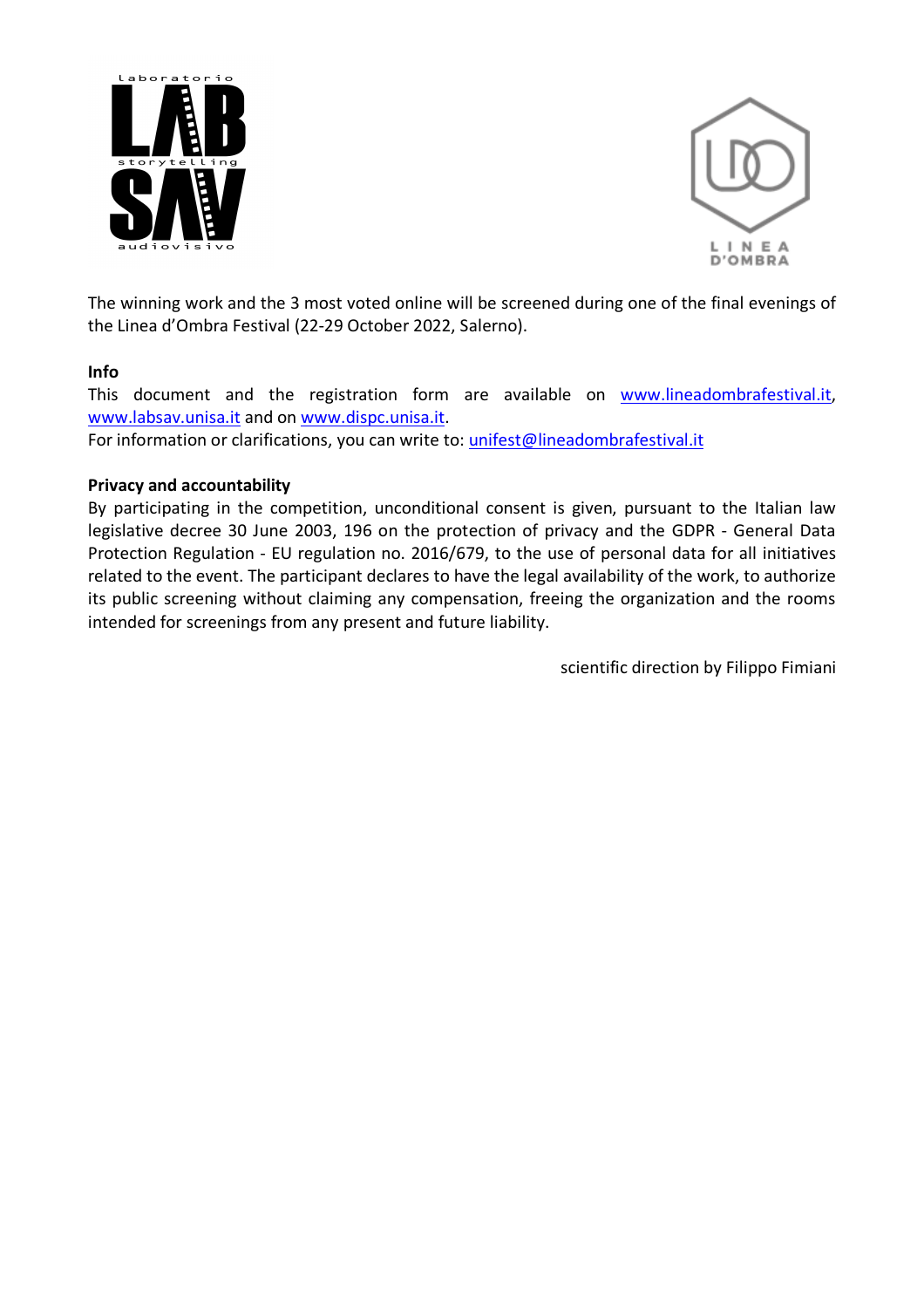The winning work and the 3 most voted online will be screened during one of the final evenings of the Linea d'Ombra Festival (22-29 October 2022, Salerno).

**Info**

This document and the registration form are available on www.lineadombrafestival.it, www.labsav.unisa.it and on www.dispc.unisa.it.

For information or clarifications, you can write to: unifest@lineadombrafestival.it

**Privacy and accountability**

By participating in the competition, unconditional consent is given, pursuant to the Italian law legislative decree 30 June 2003, 196 on the protection of privacy and the GDPR - General Data Protection Regulation - EU regulation no. 2016/679, to the use of personal data for all initiatives related to the event. The participant declares to have the legal availability of the work, to authorize its public screening without claiming any compensation, freeing the organization and the rooms intended for screenings from any present and future liability.

scientific direction by Filippo Fimiani